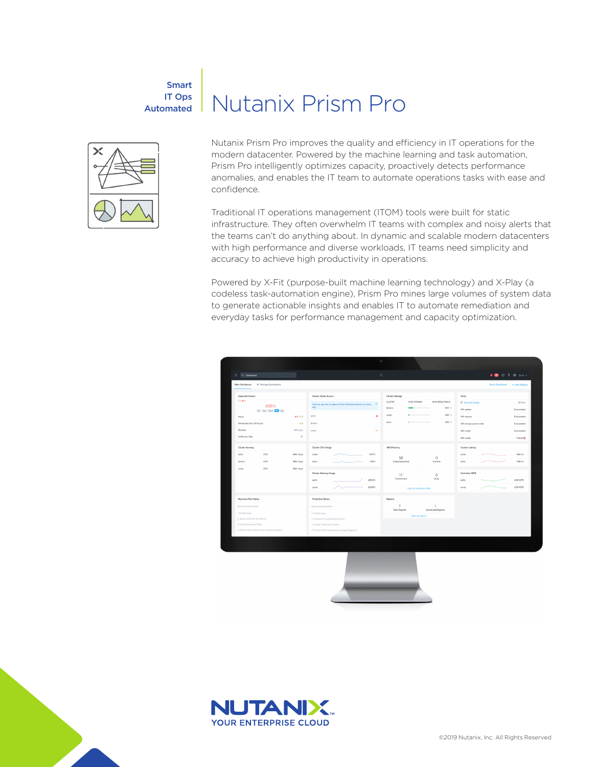Smart
IT Ops
Automated

# Nutanix Prism Pro

Nutanix Prism Pro improves the quality and efficiency in IT operations for the modern datacenter. Powered by the machine learning and task automation, Prism Pro intelligently optimizes capacity, proactively detects performance anomalies, and enables the IT team to automate operations tasks with ease and confidence.

Traditional IT operations management (ITOM) tools were built for static infrastructure. They often overwhelm IT teams with complex and noisy alerts that the teams can't do anything about. In dynamic and scalable modern datacenters with high performance and diverse workloads, IT teams need simplicity and accuracy to achieve high productivity in operations.

Powered by X-Fit (purpose-built machine learning technology) and X-Play (a codeless task-automation engine), Prism Pro mines large volumes of system data to generate actionable insights and enables IT to automate remediation and everyday tasks for performance management and capacity optimization.

NUTANIX™
YOUR ENTERPRISE CLOUD

©2019 Nutanix, Inc. All Rights Reserved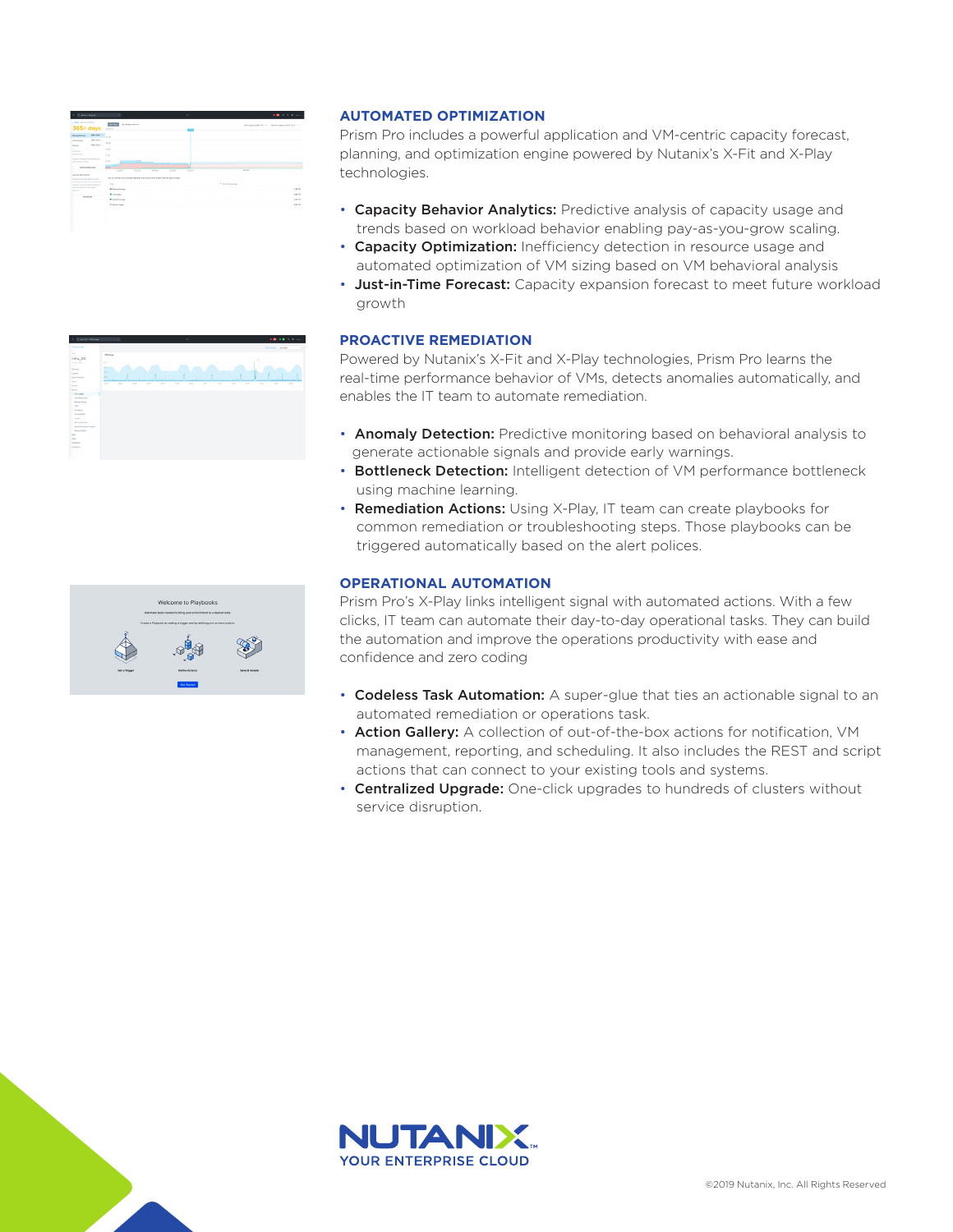## AUTOMATED OPTIMIZATION

Prism Pro includes a powerful application and VM-centric capacity forecast, planning, and optimization engine powered by Nutanix's X-Fit and X-Play technologies.

- **Capacity Behavior Analytics:** Predictive analysis of capacity usage and trends based on workload behavior enabling pay-as-you-grow scaling.
- **Capacity Optimization:** Inefficiency detection in resource usage and automated optimization of VM sizing based on VM behavioral analysis
- **Just-in-Time Forecast:** Capacity expansion forecast to meet future workload growth

## PROACTIVE REMEDIATION

Powered by Nutanix's X-Fit and X-Play technologies, Prism Pro learns the real-time performance behavior of VMs, detects anomalies automatically, and enables the IT team to automate remediation.

- **Anomaly Detection:** Predictive monitoring based on behavioral analysis to generate actionable signals and provide early warnings.
- **Bottleneck Detection:** Intelligent detection of VM performance bottleneck using machine learning.
- **Remediation Actions:** Using X-Play, IT team can create playbooks for common remediation or troubleshooting steps. Those playbooks can be triggered automatically based on the alert polices.

## OPERATIONAL AUTOMATION

Prism Pro's X-Play links intelligent signal with automated actions. With a few clicks, IT team can automate their day-to-day operational tasks. They can build the automation and improve the operations productivity with ease and confidence and zero coding

- **Codeless Task Automation:** A super-glue that ties an actionable signal to an automated remediation or operations task.
- **Action Gallery:** A collection of out-of-the-box actions for notification, VM management, reporting, and scheduling. It also includes the REST and script actions that can connect to your existing tools and systems.
- **Centralized Upgrade:** One-click upgrades to hundreds of clusters without service disruption.

NUTANIX™
YOUR ENTERPRISE CLOUD

©2019 Nutanix, Inc. All Rights Reserved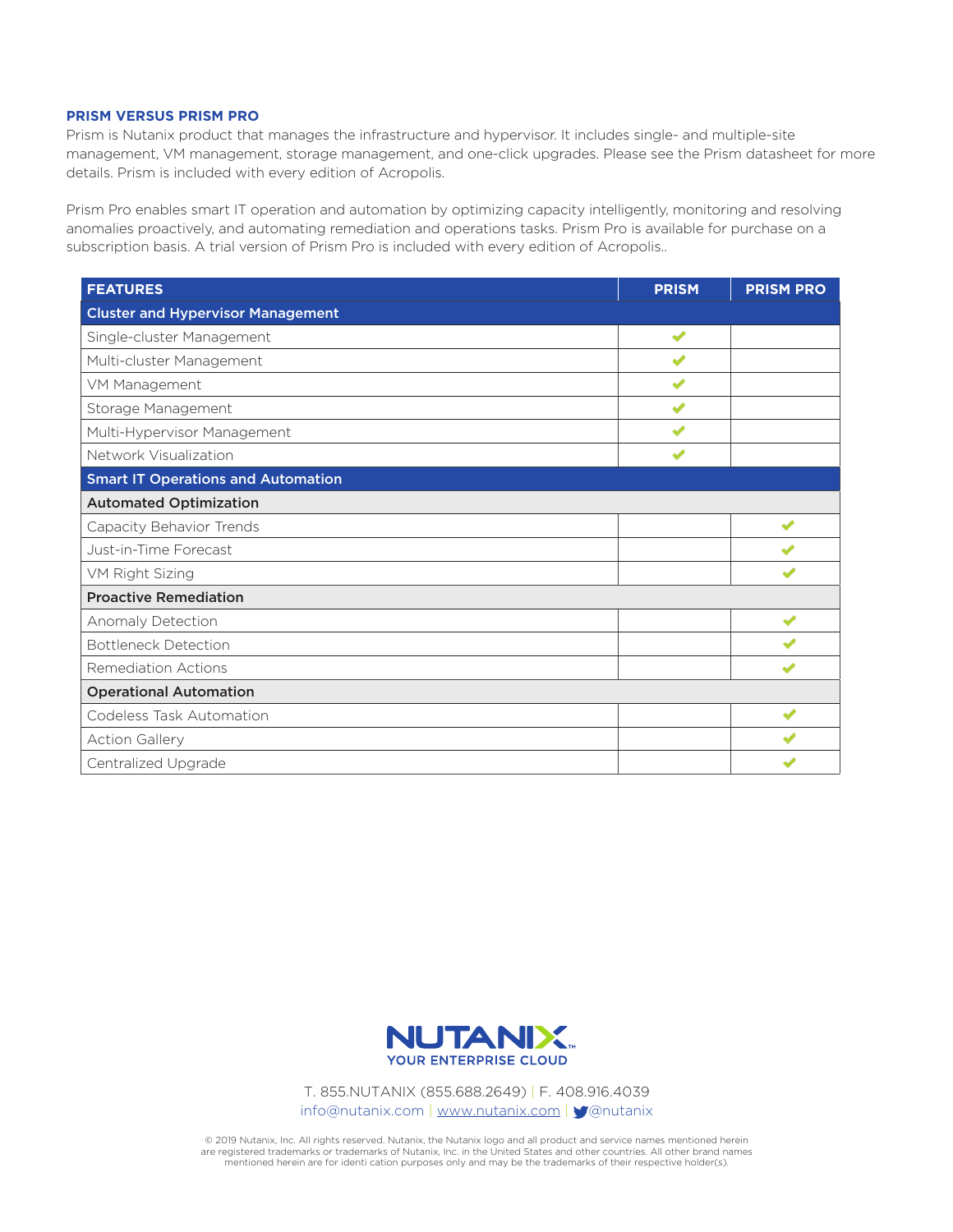## PRISM VERSUS PRISM PRO

Prism is Nutanix product that manages the infrastructure and hypervisor. It includes single- and multiple-site management, VM management, storage management, and one-click upgrades. Please see the Prism datasheet for more details. Prism is included with every edition of Acropolis.

Prism Pro enables smart IT operation and automation by optimizing capacity intelligently, monitoring and resolving anomalies proactively, and automating remediation and operations tasks. Prism Pro is available for purchase on a subscription basis. A trial version of Prism Pro is included with every edition of Acropolis..

| FEATURES | PRISM | PRISM PRO |
|---|---|---|
| **Cluster and Hypervisor Management** | | |
| Single-cluster Management | ✔ | |
| Multi-cluster Management | ✔ | |
| VM Management | ✔ | |
| Storage Management | ✔ | |
| Multi-Hypervisor Management | ✔ | |
| Network Visualization | ✔ | |
| **Smart IT Operations and Automation** | | |
| **Automated Optimization** | | |
| Capacity Behavior Trends | | ✔ |
| Just-in-Time Forecast | | ✔ |
| VM Right Sizing | | ✔ |
| **Proactive Remediation** | | |
| Anomaly Detection | | ✔ |
| Bottleneck Detection | | ✔ |
| Remediation Actions | | ✔ |
| **Operational Automation** | | |
| Codeless Task Automation | | ✔ |
| Action Gallery | | ✔ |
| Centralized Upgrade | | ✔ |

NUTANIX
YOUR ENTERPRISE CLOUD

T. 855.NUTANIX (855.688.2649) | F. 408.916.4039
info@nutanix.com | www.nutanix.com | @nutanix

© 2019 Nutanix, Inc. All rights reserved. Nutanix, the Nutanix logo and all product and service names mentioned herein are registered trademarks or trademarks of Nutanix, Inc. in the United States and other countries. All other brand names mentioned herein are for identi cation purposes only and may be the trademarks of their respective holder(s).